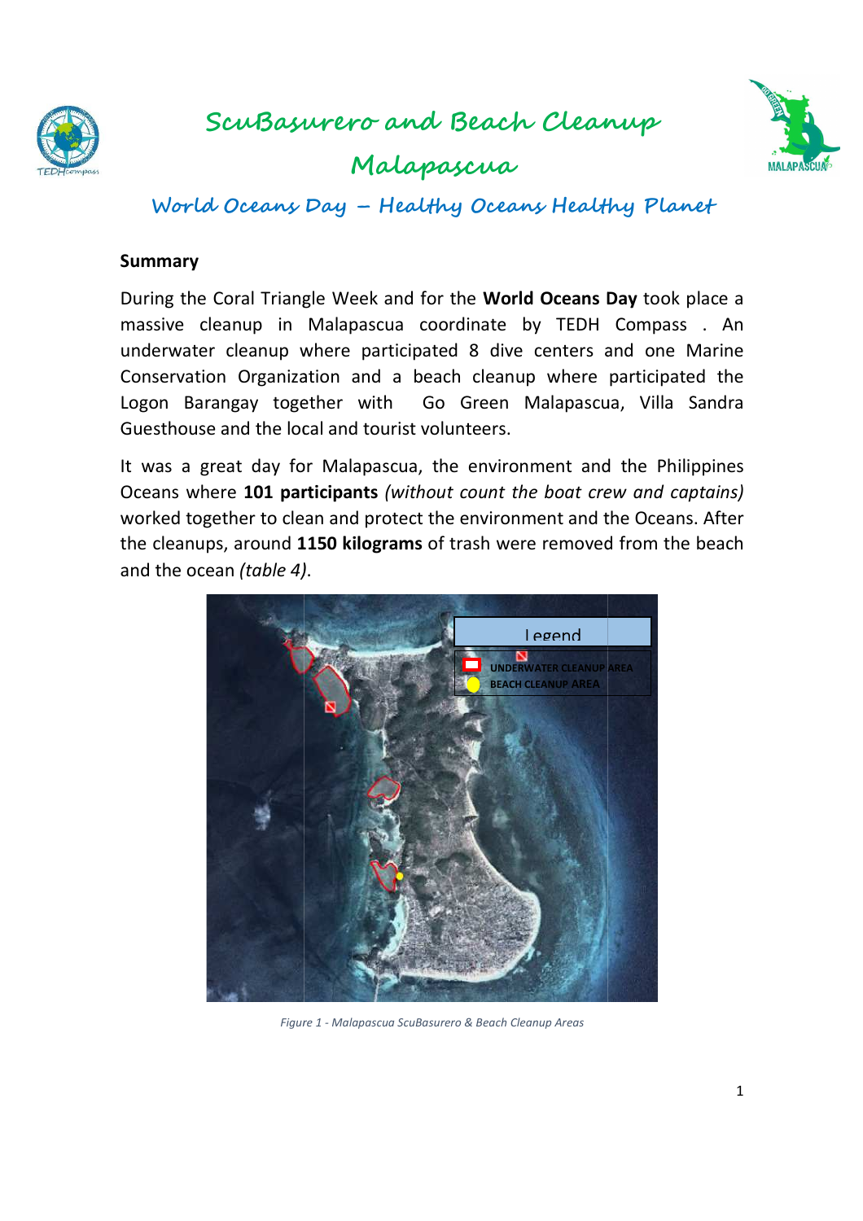# ScuBasurero and Beach Cleanup Malapascua

## World Oceans Day – Healthy Oceans Healthy Planet

**Summary**

During the Coral Triangle Week and for the **World Oceans Day** took place a massive cleanup in Malapascua coordinate by TEDH Compass . An underwater cleanup where participated 8 dive centers and one Marine Conservation Organization and a beach cleanup where participated the Logon Barangay together with Go Green Malapascua, Villa Sandra Guesthouse and the local and tourist volunteers.

It was a great day for Malapascua, the environment and the Philippines Oceans where **101 participants** *(without count the boat crew and captains)* worked together to clean and protect the environment and the Oceans. After the cleanups, around **1150 kilograms** of trash were removed from the beach and the ocean *(table 4)*.

*Figure 1 - Malapascua ScuBasurero & Beach Cleanup Areas*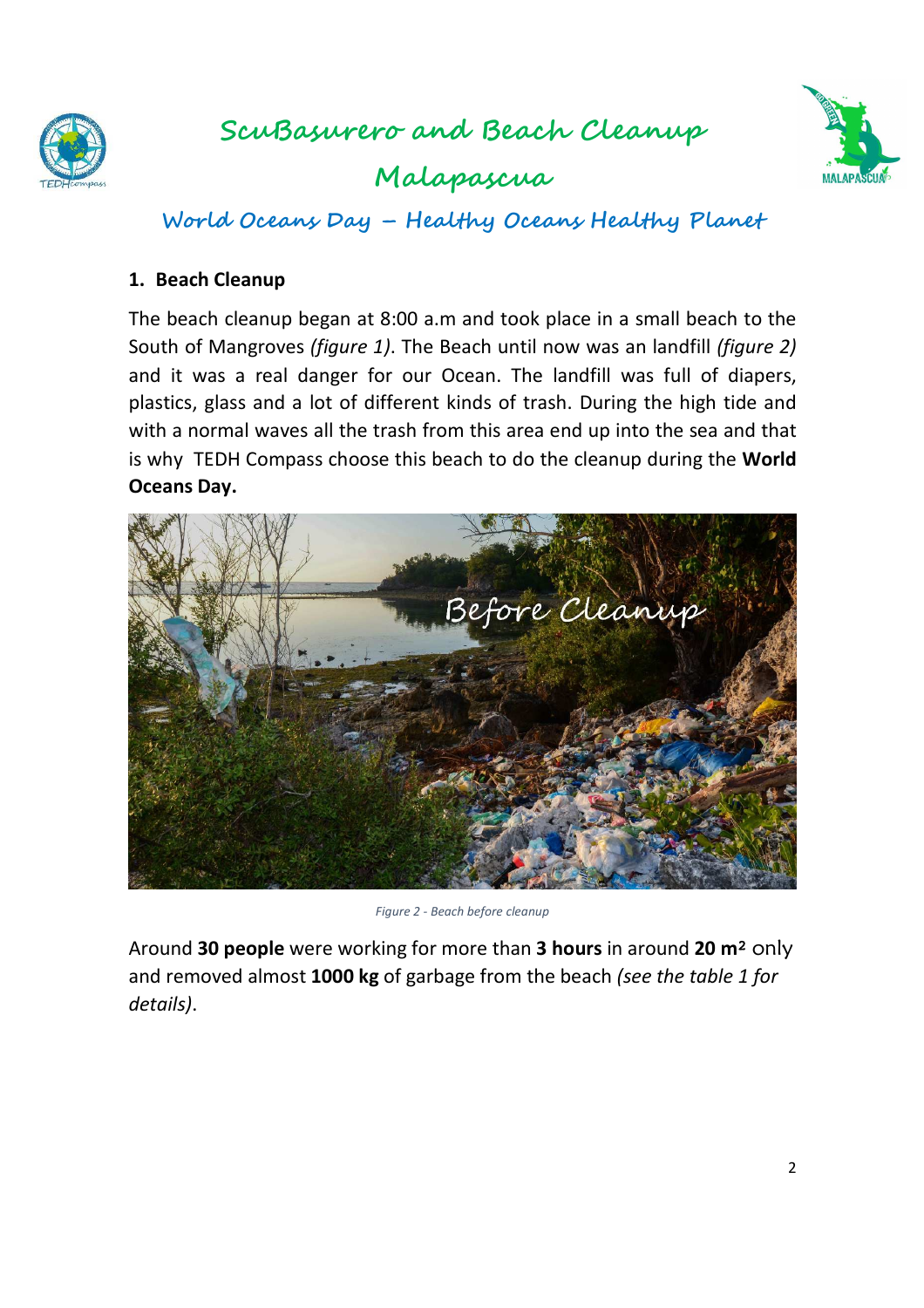# ScuBasurero and Beach Cleanup Malapascua

## World Oceans Day – Healthy Oceans Healthy Planet

### 1. Beach Cleanup

The beach cleanup began at 8:00 a.m and took place in a small beach to the South of Mangroves *(figure 1)*. The Beach until now was an landfill *(figure 2)* and it was a real danger for our Ocean. The landfill was full of diapers, plastics, glass and a lot of different kinds of trash. During the high tide and with a normal waves all the trash from this area end up into the sea and that is why TEDH Compass choose this beach to do the cleanup during the **World Oceans Day.**

*Figure 2 - Beach before cleanup*

Around **30 people** were working for more than **3 hours** in around **20 m²** only and removed almost **1000 kg** of garbage from the beach *(see the table 1 for details)*.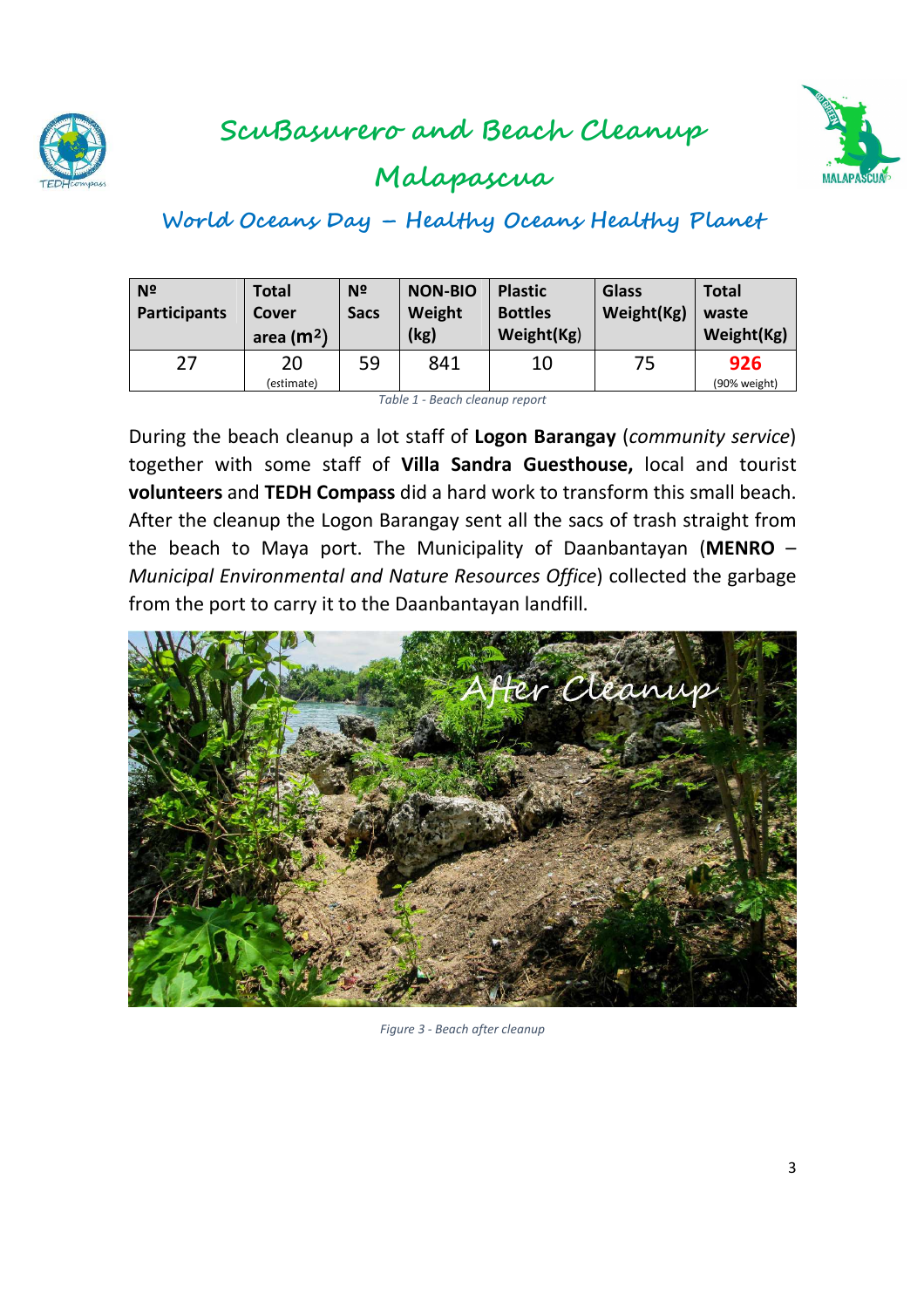# ScuBasurero and Beach Cleanup Malapascua

## World Oceans Day – Healthy Oceans Healthy Planet

| Nº Participants | Total Cover area ($m^2$) | Nº Sacs | NON-BIO Weight (kg) | Plastic Bottles Weight(Kg) | Glass Weight(Kg) | Total waste Weight(Kg) |
|---|---|---|---|---|---|---|
| 27 | 20 (estimate) | 59 | 841 | 10 | 75 | **926** (90% weight) |

*Table 1 - Beach cleanup report*

During the beach cleanup a lot staff of **Logon Barangay** (*community service*) together with some staff of **Villa Sandra Guesthouse,** local and tourist **volunteers** and **TEDH Compass** did a hard work to transform this small beach. After the cleanup the Logon Barangay sent all the sacs of trash straight from the beach to Maya port. The Municipality of Daanbantayan (**MENRO** – *Municipal Environmental and Nature Resources Office*) collected the garbage from the port to carry it to the Daanbantayan landfill.

*Figure 3 - Beach after cleanup*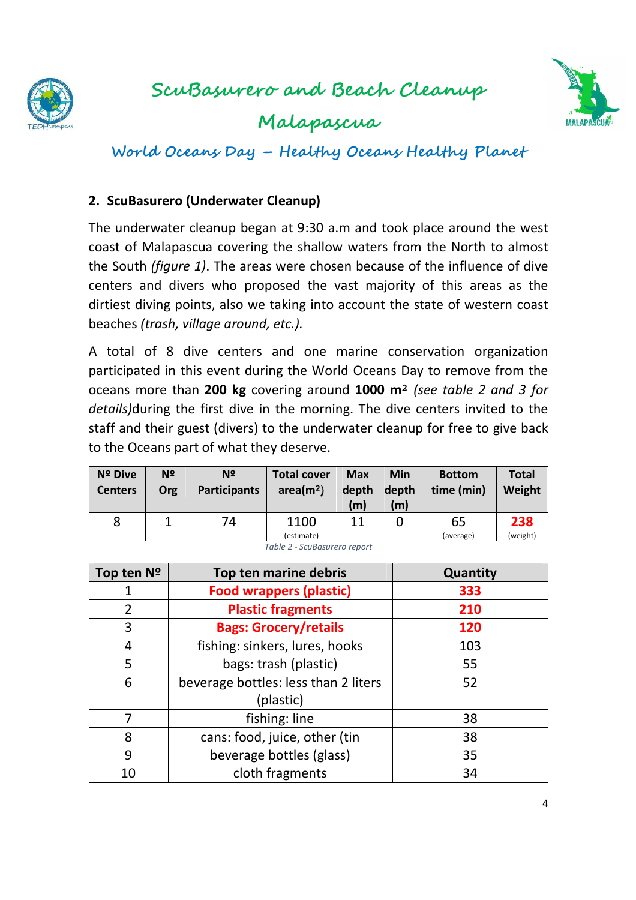## 2. ScuBasurero (Underwater Cleanup)

The underwater cleanup began at 9:30 a.m and took place around the west coast of Malapascua covering the shallow waters from the North to almost the South *(figure 1)*. The areas were chosen because of the influence of dive centers and divers who proposed the vast majority of this areas as the dirtiest diving points, also we taking into account the state of western coast beaches *(trash, village around, etc.).*

A total of 8 dive centers and one marine conservation organization participated in this event during the World Oceans Day to remove from the oceans more than **200 kg** covering around **1000 m²** *(see table 2 and 3 for details)*during the first dive in the morning. The dive centers invited to the staff and their guest (divers) to the underwater cleanup for free to give back to the Oceans part of what they deserve.

| Nº Dive Centers | Nº Org | Nº Participants | Total cover area(m²) | Max depth (m) | Min depth (m) | Bottom time (min) | Total Weight |
|---|---|---|---|---|---|---|---|
| 8 | 1 | 74 | 1100 (estimate) | 11 | 0 | 65 (average) | **238** (weight) |

*Table 2 - ScuBasurero report*

| Top ten Nº | Top ten marine debris | Quantity |
|---|---|---|
| 1 | **Food wrappers (plastic)** | **333** |
| 2 | **Plastic fragments** | **210** |
| 3 | **Bags: Grocery/retails** | **120** |
| 4 | fishing: sinkers, lures, hooks | 103 |
| 5 | bags: trash (plastic) | 55 |
| 6 | beverage bottles: less than 2 liters (plastic) | 52 |
| 7 | fishing: line | 38 |
| 8 | cans: food, juice, other (tin | 38 |
| 9 | beverage bottles (glass) | 35 |
| 10 | cloth fragments | 34 |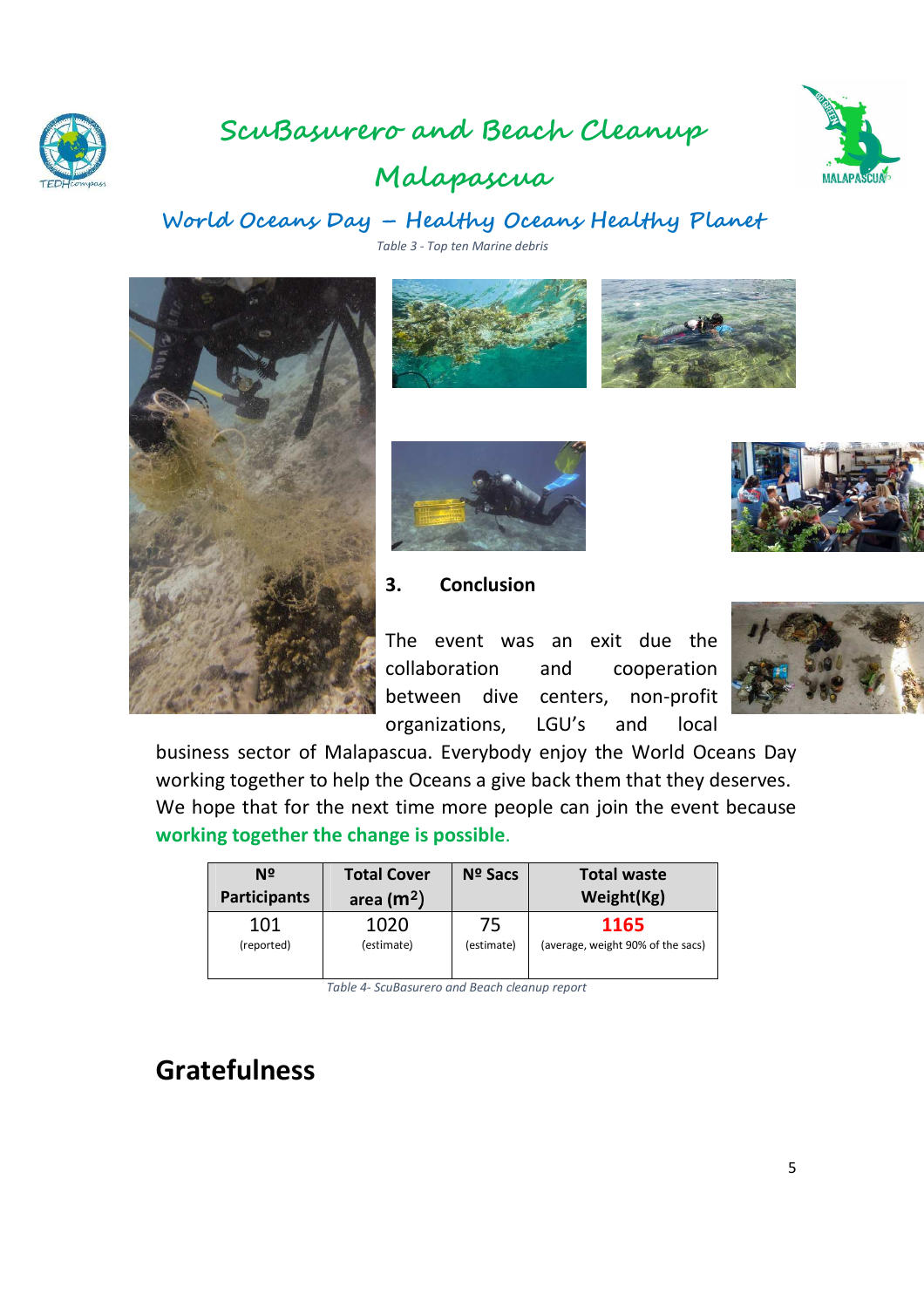# ScuBasurero and Beach Cleanup Malapascua

## World Oceans Day – Healthy Oceans Healthy Planet

*Table 3 - Top ten Marine debris*

### 3. Conclusion

The event was an exit due the collaboration and cooperation between dive centers, non-profit organizations, LGU's and local business sector of Malapascua. Everybody enjoy the World Oceans Day working together to help the Oceans a give back them that they deserves. We hope that for the next time more people can join the event because **working together the change is possible**.

| Nº Participants | Total Cover area ($m^2$) | Nº Sacs | Total waste Weight(Kg) |
|---|---|---|---|
| 101 (reported) | 1020 (estimate) | 75 (estimate) | **1165** (average, weight 90% of the sacs) |

*Table 4- ScuBasurero and Beach cleanup report*

# Gratefulness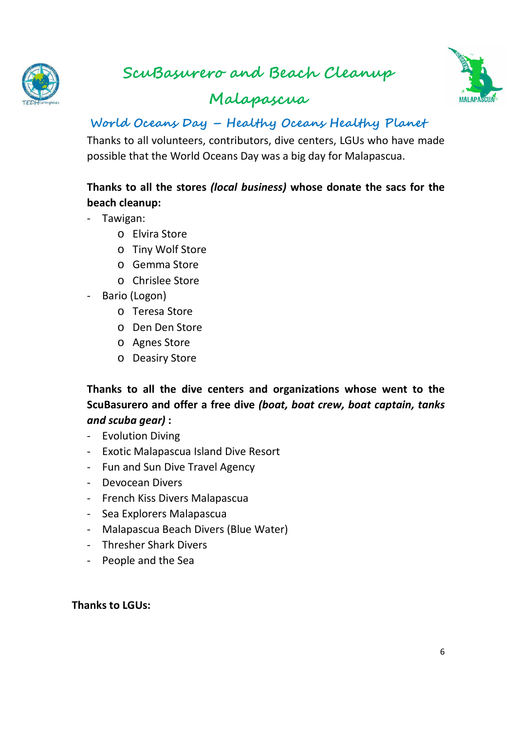# ScuBasurero and Beach Cleanup Malapascua

## World Oceans Day – Healthy Oceans Healthy Planet

Thanks to all volunteers, contributors, dive centers, LGUs who have made possible that the World Oceans Day was a big day for Malapascua.

**Thanks to all the stores *(local business)* whose donate the sacs for the beach cleanup:**

- Tawigan:
  - Elvira Store
  - Tiny Wolf Store
  - Gemma Store
  - Chrislee Store
- Bario (Logon)
  - Teresa Store
  - Den Den Store
  - Agnes Store
  - Deasiry Store

**Thanks to all the dive centers and organizations whose went to the ScuBasurero and offer a free dive *(boat, boat crew, boat captain, tanks and scuba gear)* :**

- Evolution Diving
- Exotic Malapascua Island Dive Resort
- Fun and Sun Dive Travel Agency
- Devocean Divers
- French Kiss Divers Malapascua
- Sea Explorers Malapascua
- Malapascua Beach Divers (Blue Water)
- Thresher Shark Divers
- People and the Sea

**Thanks to LGUs:**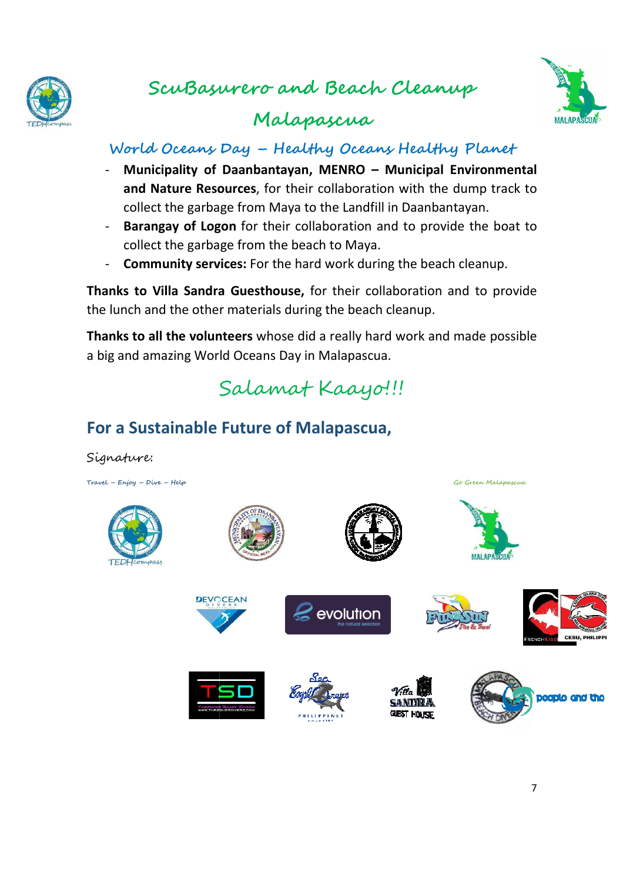# ScuBasurero and Beach Cleanup Malapascua

## World Oceans Day – Healthy Oceans Healthy Planet

- **Municipality of Daanbantayan, MENRO – Municipal Environmental and Nature Resources**, for their collaboration with the dump track to collect the garbage from Maya to the Landfill in Daanbantayan.
- **Barangay of Logon** for their collaboration and to provide the boat to collect the garbage from the beach to Maya.
- **Community services:** For the hard work during the beach cleanup.

**Thanks to Villa Sandra Guesthouse,** for their collaboration and to provide the lunch and the other materials during the beach cleanup.

**Thanks to all the volunteers** whose did a really hard work and made possible a big and amazing World Oceans Day in Malapascua.

Salamat Kaayo!!!

## For a Sustainable Future of Malapascua,

Signature:

Travel – Enjoy – Dive – Help

Go Green Malapascua